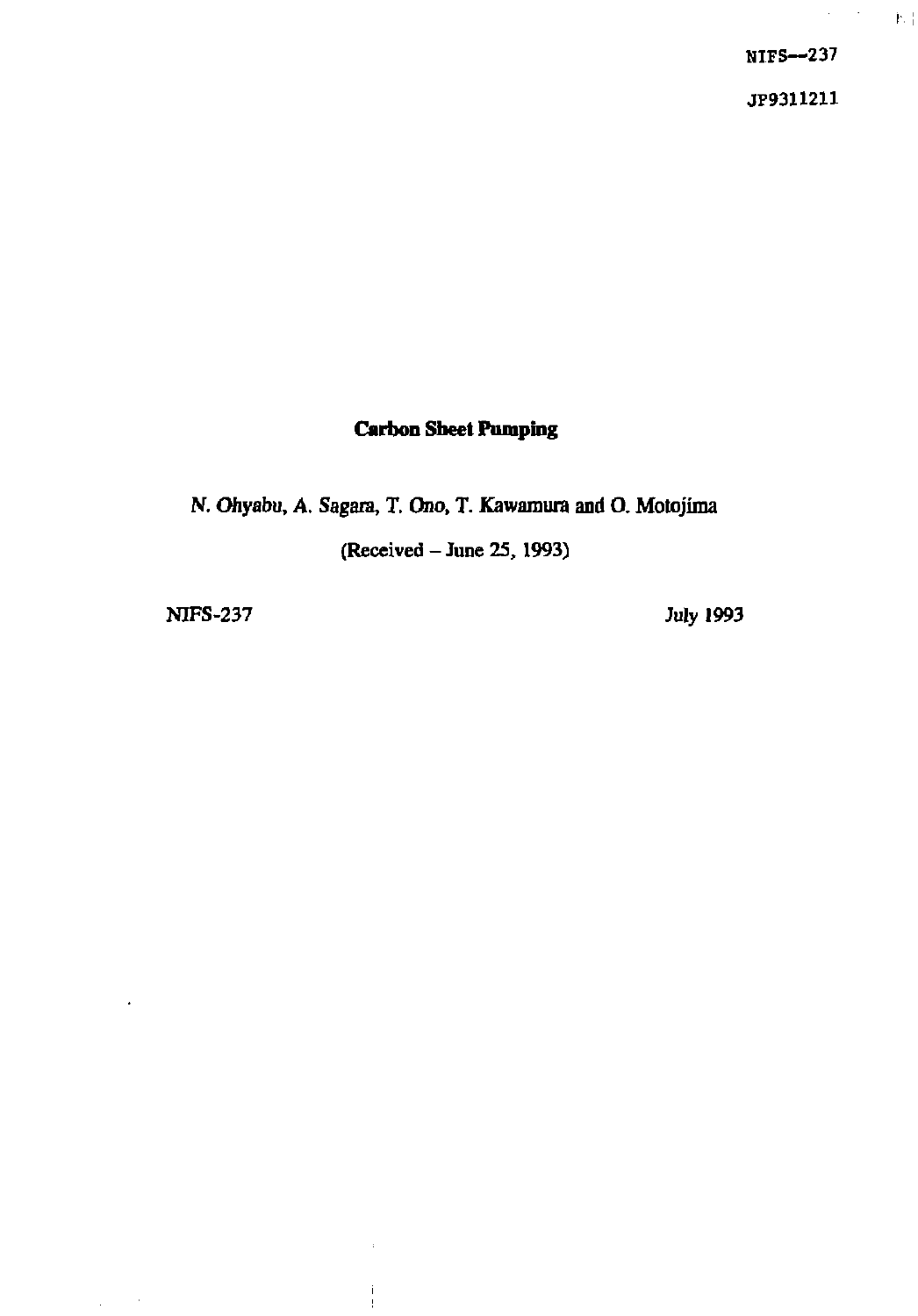NIFS--237

JP9311211

# Carbon Sheet Pumping

*N. Ohyabu, A. Sagara, T. Ono, T. Kawamura and O. Motojima*

(Received – June 25, 1993)

NIFS-237 July 1993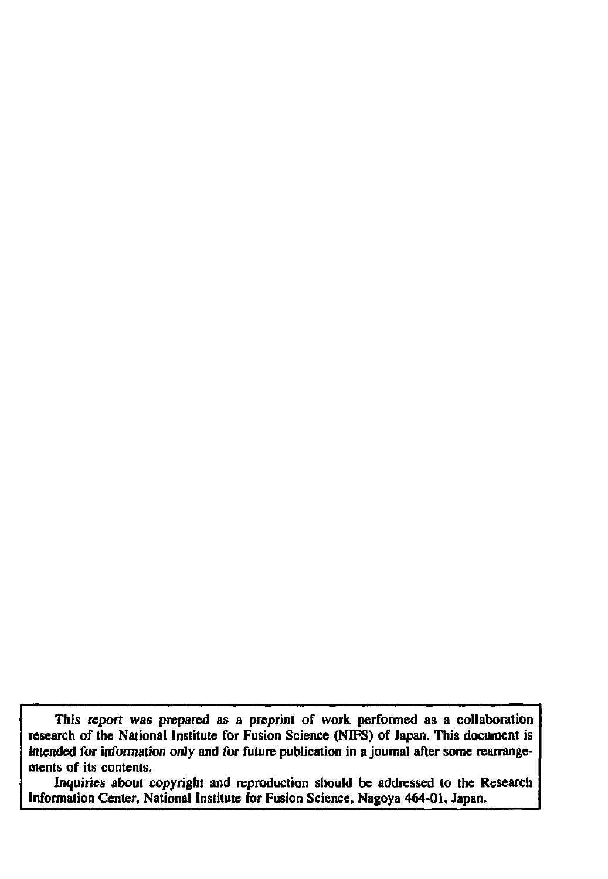*This report was prepared as a preprint of work performed as a collaboration research of the National Institute for Fusion Science (NIFS) of Japan. This document is intended for information only and for future publication in a journal after some rearrangements of its contents.*

*Inquiries about copyright and reproduction* should be addressed to the Research Information Center, National Institute for Fusion Science, Nagoya 464-01, Japan.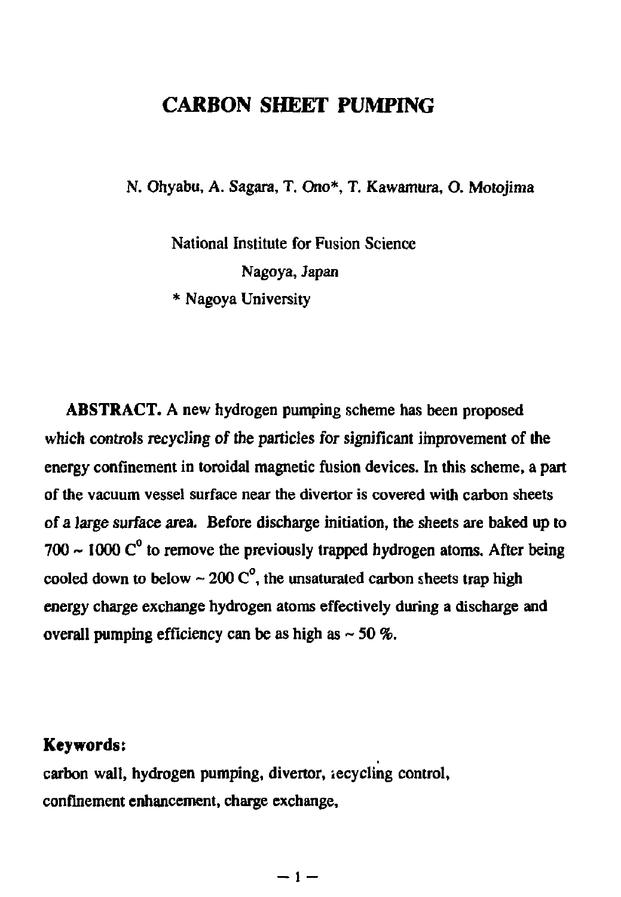# CARBON SHEET PUMPING

N. Ohyabu, A. Sagara, T. Ono*, T. Kawamura, O. Motojima

National Institute for Fusion Science
Nagoya, Japan
* Nagoya University

**ABSTRACT.** A new hydrogen pumping scheme has been proposed which controls recycling of the particles for significant improvement of the energy confinement in toroidal magnetic fusion devices. In this scheme, a part of the vacuum vessel surface near the divertor is covered with carbon sheets of a large surface area. Before discharge initiation, the sheets are baked up to 700 ~ 1000 $C^0$ to remove the previously trapped hydrogen atoms. After being cooled down to below ~ 200 $C^0$, the unsaturated carbon sheets trap high energy charge exchange hydrogen atoms effectively during a discharge and overall pumping efficiency can be as high as ~ 50 %.

**Keywords:**
carbon wall, hydrogen pumping, divertor, recycling control, confinement enhancement, charge exchange,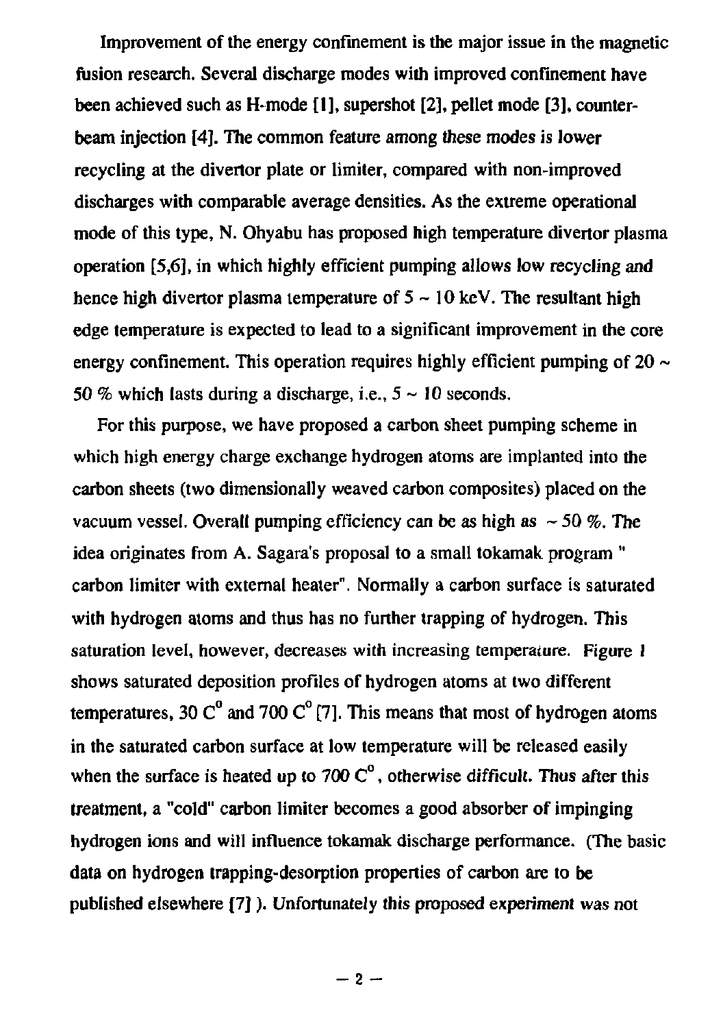Improvement of the energy confinement is the major issue in the magnetic fusion research. Several discharge modes with improved confinement have been achieved such as H-mode [1], supershot [2], pellet mode [3], counter-beam injection [4]. The common feature among these modes is lower recycling at the divertor plate or limiter, compared with non-improved discharges with comparable average densities. As the extreme operational mode of this type, N. Ohyabu has proposed high temperature divertor plasma operation [5,6], in which highly efficient pumping allows low recycling and hence high divertor plasma temperature of 5 ~ 10 keV. The resultant high edge temperature is expected to lead to a significant improvement in the core energy confinement. This operation requires highly efficient pumping of 20 ~ 50 % which lasts during a discharge, i.e., 5 ~ 10 seconds.

For this purpose, we have proposed a carbon sheet pumping scheme in which high energy charge exchange hydrogen atoms are implanted into the carbon sheets (two dimensionally weaved carbon composites) placed on the vacuum vessel. Overall pumping efficiency can be as high as ~ 50 %. The idea originates from A. Sagara's proposal to a small tokamak program " carbon limiter with external heater". Normally a carbon surface is saturated with hydrogen atoms and thus has no further trapping of hydrogen. This saturation level, however, decreases with increasing temperature. Figure 1 shows saturated deposition profiles of hydrogen atoms at two different temperatures, 30 $C^0$ and 700 $C^0$ [7]. This means that most of hydrogen atoms in the saturated carbon surface at low temperature will be released easily when the surface is heated up to 700 $C^0$, otherwise difficult. Thus after this treatment, a "cold" carbon limiter becomes a good absorber of impinging hydrogen ions and will influence tokamak discharge performance. (The basic data on hydrogen trapping-desorption properties of carbon are to be published elsewhere [7] ). Unfortunately this proposed experiment was not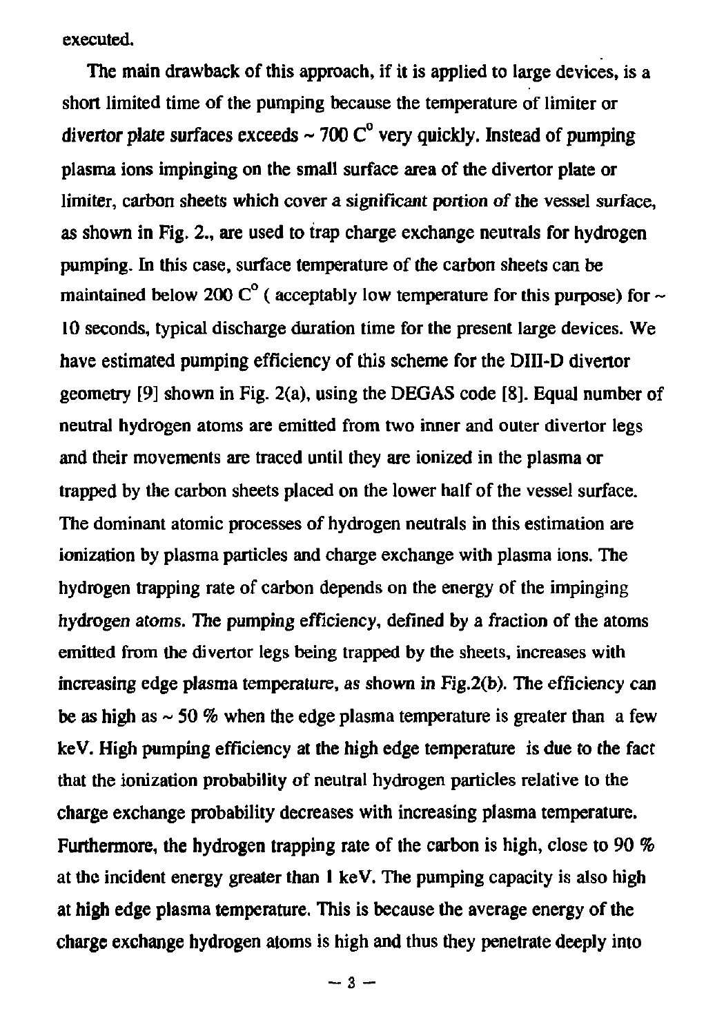executed.

The main drawback of this approach, if it is applied to large devices, is a short limited time of the pumping because the temperature of limiter or divertor plate surfaces exceeds ~ 700 C$^{o}$ very quickly. Instead of pumping plasma ions impinging on the small surface area of the divertor plate or limiter, carbon sheets which cover a significant portion of the vessel surface, as shown in Fig. 2., are used to trap charge exchange neutrals for hydrogen pumping. In this case, surface temperature of the carbon sheets can be maintained below 200 C$^{o}$ ( acceptably low temperature for this purpose) for ~ 10 seconds, typical discharge duration time for the present large devices. We have estimated pumping efficiency of this scheme for the DIII-D divertor geometry [9] shown in Fig. 2(a), using the DEGAS code [8]. Equal number of neutral hydrogen atoms are emitted from two inner and outer divertor legs and their movements are traced until they are ionized in the plasma or trapped by the carbon sheets placed on the lower half of the vessel surface. The dominant atomic processes of hydrogen neutrals in this estimation are ionization by plasma particles and charge exchange with plasma ions. The hydrogen trapping rate of carbon depends on the energy of the impinging hydrogen atoms. The pumping efficiency, defined by a fraction of the atoms emitted from the divertor legs being trapped by the sheets, increases with increasing edge plasma temperature, as shown in Fig.2(b). The efficiency can be as high as ~ 50 % when the edge plasma temperature is greater than a few keV. High pumping efficiency at the high edge temperature is due to the fact that the ionization probability of neutral hydrogen particles relative to the charge exchange probability decreases with increasing plasma temperature. Furthermore, the hydrogen trapping rate of the carbon is high, close to 90 % at the incident energy greater than 1 keV. The pumping capacity is also high at high edge plasma temperature. This is because the average energy of the charge exchange hydrogen atoms is high and thus they penetrate deeply into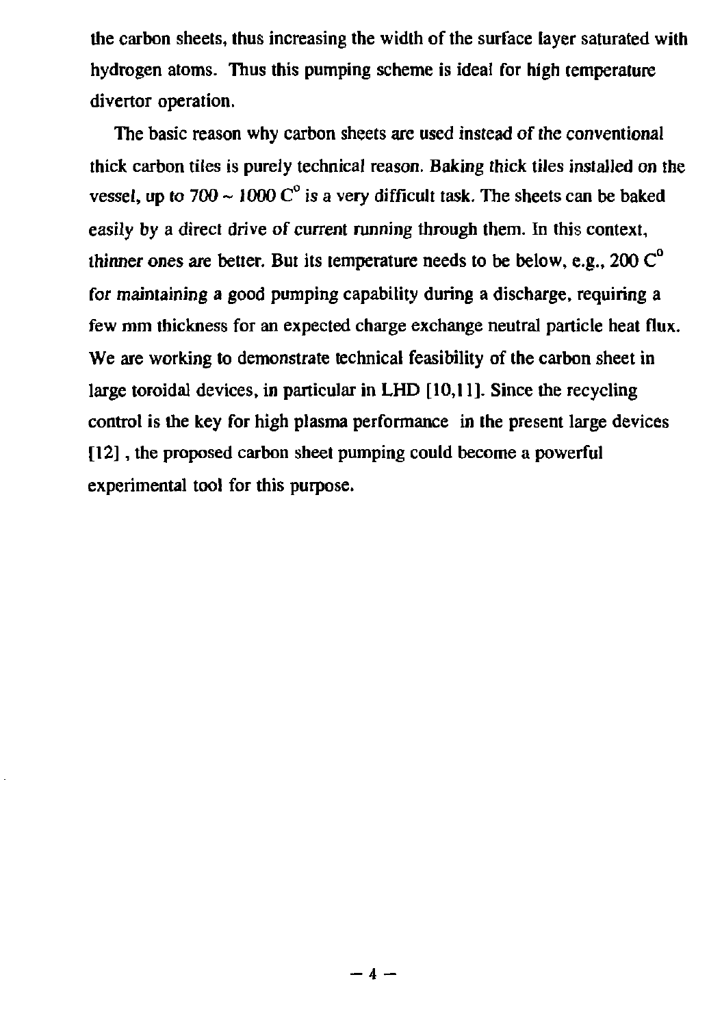the carbon sheets, thus increasing the width of the surface layer saturated with hydrogen atoms. Thus this pumping scheme is ideal for high temperature divertor operation.

The basic reason why carbon sheets are used instead of the conventional thick carbon tiles is purely technical reason. Baking thick tiles installed on the vessel, up to 700 ~ 1000 $C^{o}$ is a very difficult task. The sheets can be baked easily by a direct drive of current running through them. In this context, thinner ones are better. But its temperature needs to be below, e.g., 200 $C^{o}$ for maintaining a good pumping capability during a discharge, requiring a few mm thickness for an expected charge exchange neutral particle heat flux. We are working to demonstrate technical feasibility of the carbon sheet in large toroidal devices, in particular in LHD [10,11]. Since the recycling control is the key for high plasma performance in the present large devices [12] , the proposed carbon sheet pumping could become a powerful experimental tool for this purpose.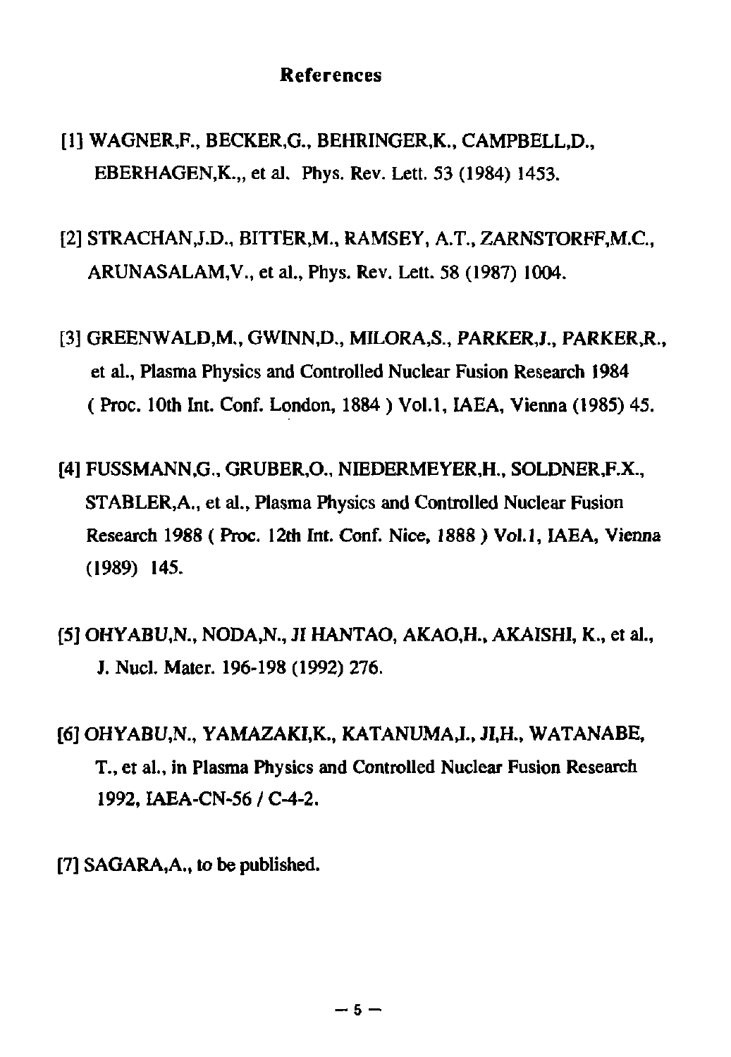## References

[1] WAGNER,F., BECKER,G., BEHRINGER,K., CAMPBELL,D., EBERHAGEN,K.,, et al. Phys. Rev. Lett. 53 (1984) 1453.

[2] STRACHAN,J.D., BITTER,M., RAMSEY, A.T., ZARNSTORFF,M.C., ARUNASALAM,V., et al., Phys. Rev. Lett. 58 (1987) 1004.

[3] GREENWALD,M., GWINN,D., MILORA,S., PARKER,J., PARKER,R., et al., Plasma Physics and Controlled Nuclear Fusion Research 1984 ( Proc. 10th Int. Conf. London, 1884 ) Vol.1, IAEA, Vienna (1985) 45.

[4] FUSSMANN,G., GRUBER,O., NIEDERMEYER,H., SOLDNER,F.X., STABLER,A., et al., Plasma Physics and Controlled Nuclear Fusion Research 1988 ( Proc. 12th Int. Conf. Nice, 1888 ) Vol.1, IAEA, Vienna (1989) 145.

[5] OHYABU,N., NODA,N., JI HANTAO, AKAO,H., AKAISHI, K., et al., J. Nucl. Mater. 196-198 (1992) 276.

[6] OHYABU,N., YAMAZAKI,K., KATANUMA,I., JI,H., WATANABE, T., et al., in Plasma Physics and Controlled Nuclear Fusion Research 1992, IAEA-CN-56 / C-4-2.

[7] SAGARA,A., to be published.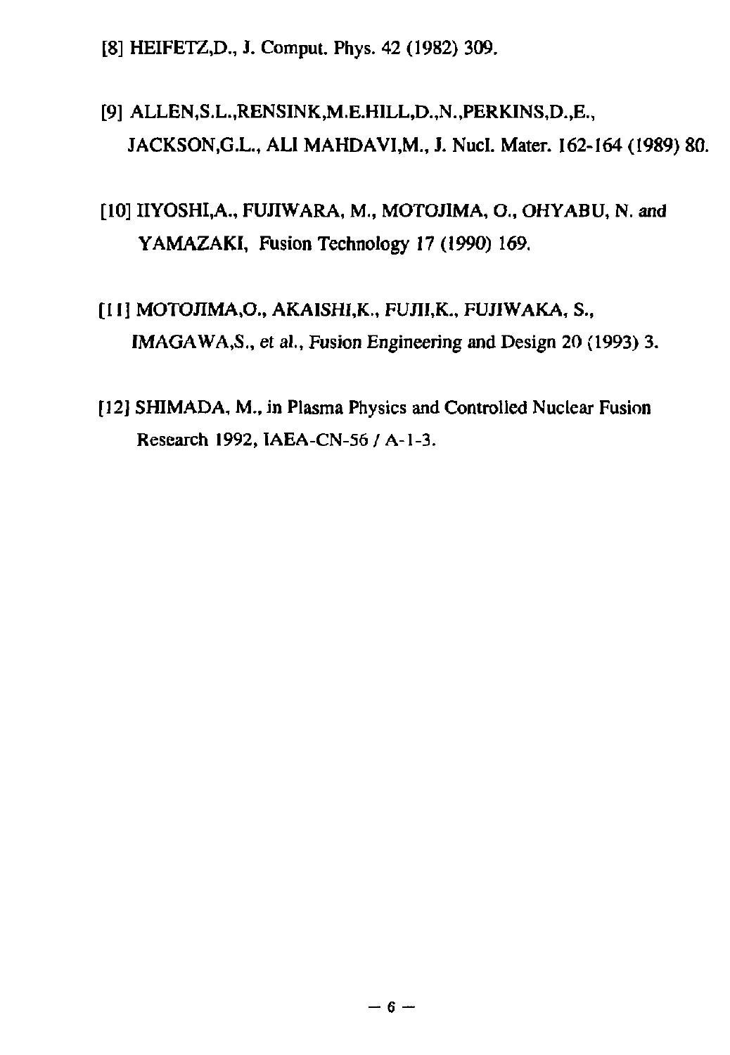[8] HEIFETZ,D., J. Comput. Phys. 42 (1982) 309.

[9] ALLEN,S.L.,RENSINK,M.E.HILL,D.,N.,PERKINS,D.,E., JACKSON,G.L., ALI MAHDAVI,M., J. Nucl. Mater. 162-164 (1989) 80.

[10] IIYOSHI,A., FUJIWARA, M., MOTOJIMA, O., OHYABU, N. and YAMAZAKI, Fusion Technology 17 (1990) 169.

[11] MOTOJIMA,O., AKAISHI,K., FUJII,K., FUJIWAKA, S., IMAGAWA,S., et al., Fusion Engineering and Design 20 (1993) 3.

[12] SHIMADA, M., in Plasma Physics and Controlled Nuclear Fusion Research 1992, IAEA-CN-56 / A-1-3.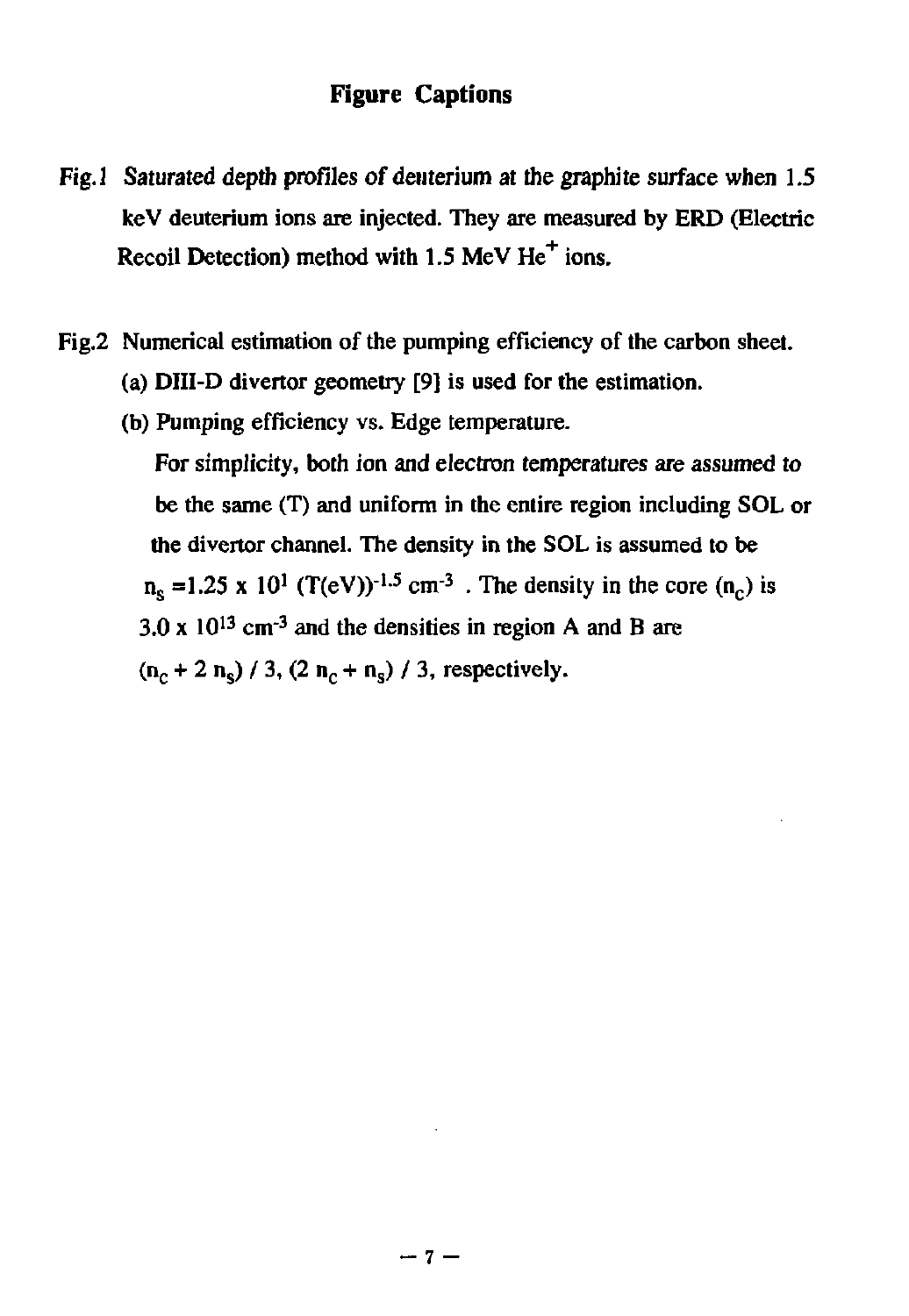## Figure Captions

*Fig.1 Saturated depth profiles of deuterium at the graphite surface when 1.5* keV deuterium ions are injected. They are measured by ERD (Electric Recoil Detection) method with 1.5 MeV $He^+$ ions.

Fig.2 Numerical estimation of the pumping efficiency of the carbon sheet.

(a) DIII-D divertor geometry [9] is used for the estimation.

(b) Pumping efficiency vs. Edge temperature.

*For simplicity, both ion and electron temperatures are assumed to* be the same (T) and uniform in the entire region including SOL or the divertor channel. The density in the SOL is assumed to be $n_s = 1.25 \times 10^1 (T(eV))^{-1.5}$ $cm^{-3}$ . The density in the core ($n_c$) is $3.0 \times 10^{13}$ $cm^{-3}$ and the densities in region A and B are $(n_c + 2 n_s) / 3$, $(2 n_c + n_s) / 3$, respectively.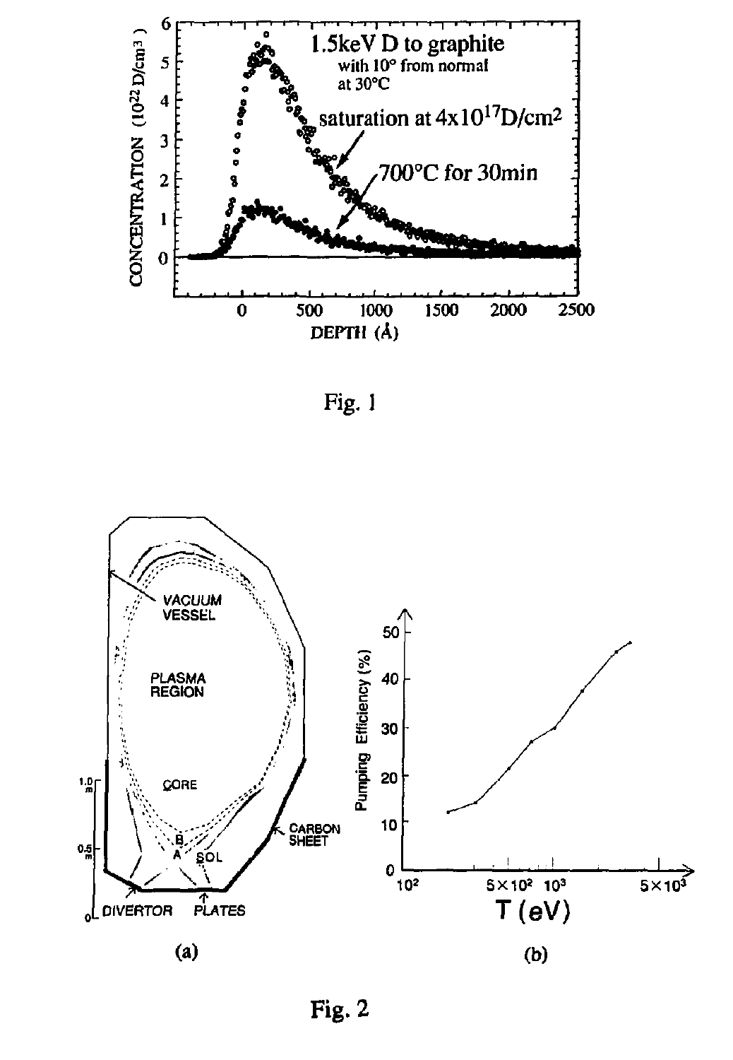Fig. 1

Fig. 2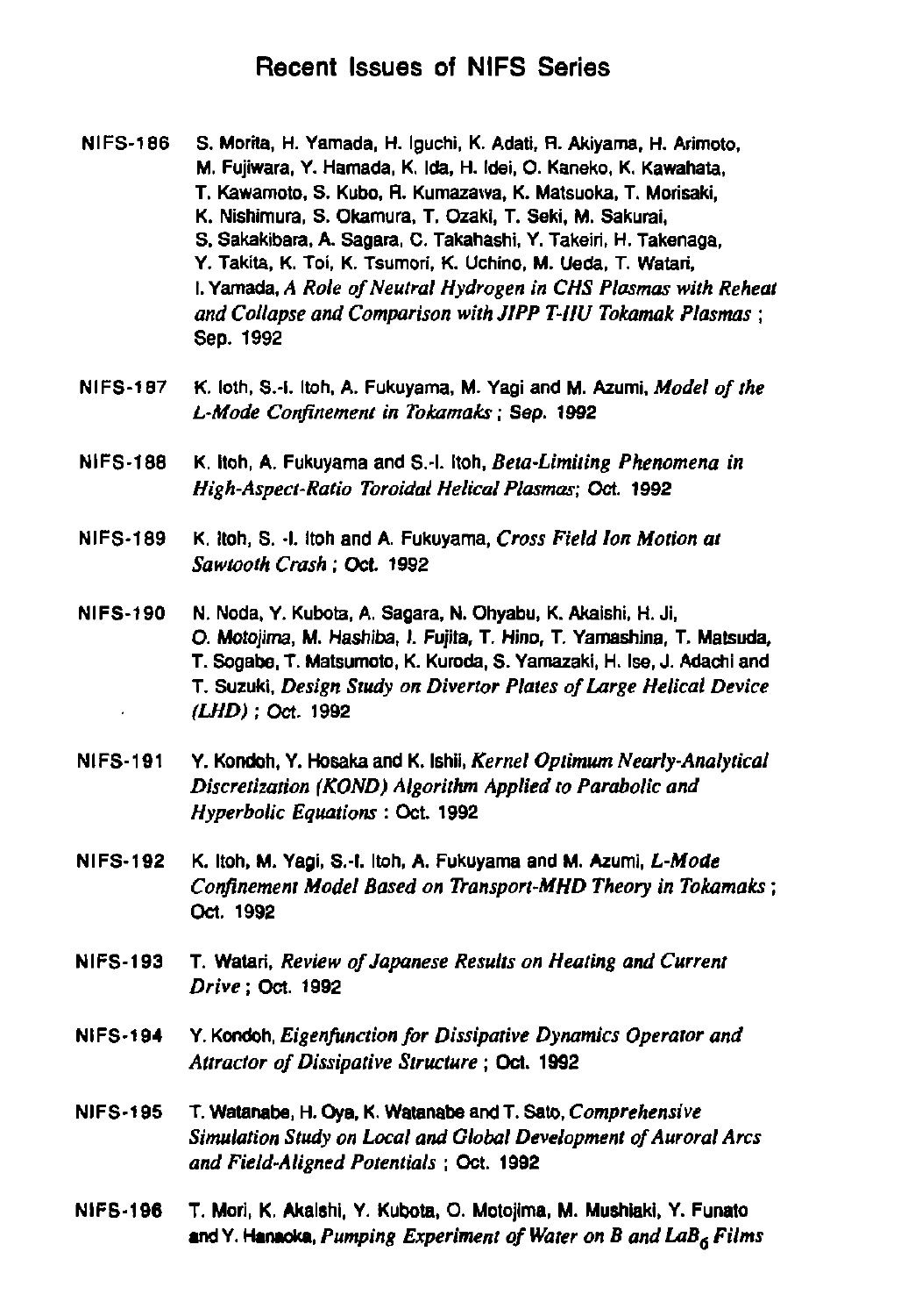## Recent Issues of NIFS Series

NIFS-186 S. Morita, H. Yamada, H. Iguchi, K. Adati, R. Akiyama, H. Arimoto, M. Fujiwara, Y. Hamada, K. Ida, H. Idei, O. Kaneko, K. Kawahata, T. Kawamoto, S. Kubo, R. Kumazawa, K. Matsuoka, T. Morisaki, K. Nishimura, S. Okamura, T. Ozaki, T. Seki, M. Sakurai, S. Sakakibara, A. Sagara, C. Takahashi, Y. Takeiri, H. Takenaga, Y. Takita, K. Toi, K. Tsumori, K. Uchino, M. Ueda, T. Watari, I. Yamada, *A Role of Neutral Hydrogen in CHS Plasmas with Reheat and Collapse and Comparison with JIPP T-IIU Tokamak Plasmas* ; Sep. 1992

NIFS-187 K. Ioth, S.-I. Itoh, A. Fukuyama, M. Yagi and M. Azumi, *Model of the L-Mode Confinement in Tokamaks* ; Sep. 1992

NIFS-188 K. Itoh, A. Fukuyama and S.-I. Itoh, *Beta-Limiting Phenomena in High-Aspect-Ratio Toroidal Helical Plasmas*; Oct. 1992

NIFS-189 K. Itoh, S. -I. Itoh and A. Fukuyama, *Cross Field Ion Motion at Sawtooth Crash* ; Oct. 1992

NIFS-190 N. Noda, Y. Kubota, A. Sagara, N. Ohyabu, K. Akaishi, H. Ji, O. Motojima, M. Hashiba, I. Fujita, T. Hino, T. Yamashina, T. Matsuda, T. Sogabe, T. Matsumoto, K. Kuroda, S. Yamazaki, H. Ise, J. Adachi and T. Suzuki, *Design Study on Divertor Plates of Large Helical Device (LHD)* ; Oct. 1992

NIFS-191 Y. Kondoh, Y. Hosaka and K. Ishii, *Kernel Optimum Nearly-Analytical Discretization (KOND) Algorithm Applied to Parabolic and Hyperbolic Equations* : Oct. 1992

NIFS-192 K. Itoh, M. Yagi, S.-I. Itoh, A. Fukuyama and M. Azumi, *L-Mode Confinement Model Based on Transport-MHD Theory in Tokamaks* ; Oct. 1992

NIFS-193 T. Watari, *Review of Japanese Results on Heating and Current Drive* ; Oct. 1992

NIFS-194 Y. Kondoh, *Eigenfunction for Dissipative Dynamics Operator and Attractor of Dissipative Structure* ; Oct. 1992

NIFS-195 T. Watanabe, H. Oya, K. Watanabe and T. Sato, *Comprehensive Simulation Study on Local and Global Development of Auroral Arcs and Field-Aligned Potentials* ; Oct. 1992

NIFS-196 T. Mori, K. Akaishi, Y. Kubota, O. Motojima, M. Mushiaki, Y. Funato and Y. Hanaoka, *Pumping Experiment of Water on B and $LaB_6$ Films*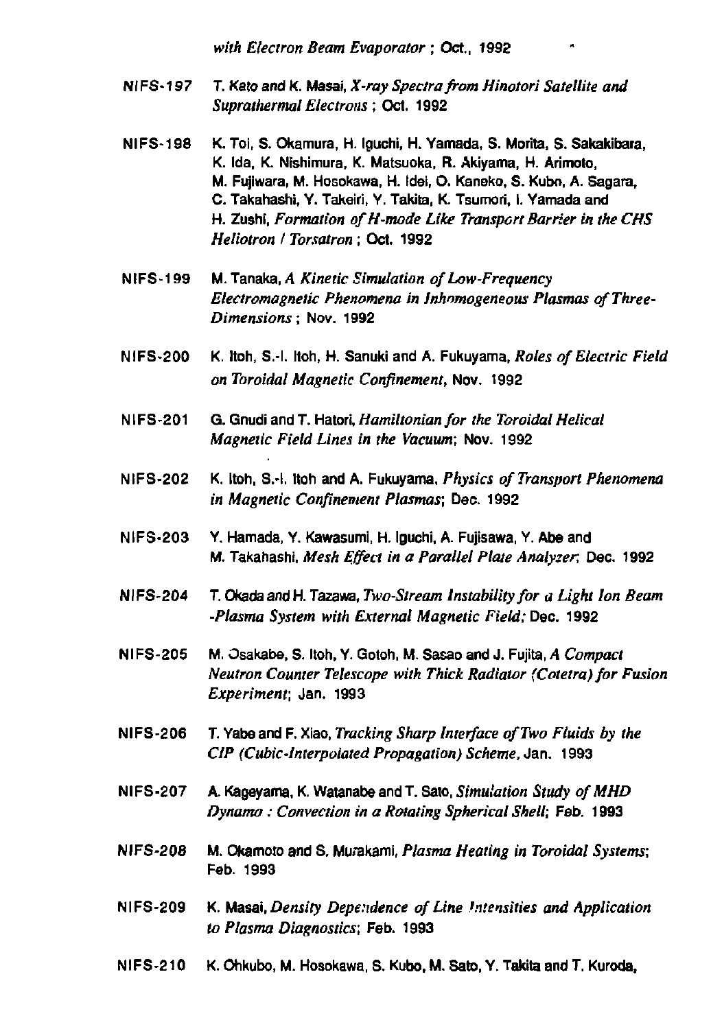*with Electron Beam Evaporator* ; Oct., 1992

NIFS-197 T. Kato and K. Masai, *X-ray Spectra from Hinotori Satellite and Suprathermal Electrons* ; Oct. 1992

NIFS-198 K. Toi, S. Okamura, H. Iguchi, H. Yamada, S. Morita, S. Sakakibara, K. Ida, K. Nishimura, K. Matsuoka, R. Akiyama, H. Arimoto, M. Fujiwara, M. Hosokawa, H. Idei, O. Kaneko, S. Kubo, A. Sagara, C. Takahashi, Y. Takeiri, Y. Takita, K. Tsumori, I. Yamada and H. Zushi, *Formation of H-mode Like Transport Barrier in the CHS Heliotron / Torsatron* ; Oct. 1992

NIFS-199 M. Tanaka, *A Kinetic Simulation of Low-Frequency Electromagnetic Phenomena in Inhomogeneous Plasmas of Three-Dimensions* ; Nov. 1992

NIFS-200 K. Itoh, S.-I. Itoh, H. Sanuki and A. Fukuyama, *Roles of Electric Field on Toroidal Magnetic Confinement*, Nov. 1992

NIFS-201 G. Gnudi and T. Hatori, *Hamiltonian for the Toroidal Helical Magnetic Field Lines in the Vacuum*; Nov. 1992

NIFS-202 K. Itoh, S.-I. Itoh and A. Fukuyama, *Physics of Transport Phenomena in Magnetic Confinement Plasmas*; Dec. 1992

NIFS-203 Y. Hamada, Y. Kawasumi, H. Iguchi, A. Fujisawa, Y. Abe and M. Takahashi, *Mesh Effect in a Parallel Plate Analyzer*; Dec. 1992

NIFS-204 T. Okada and H. Tazawa, *Two-Stream Instability for a Light Ion Beam -Plasma System with External Magnetic Field;* Dec. 1992

NIFS-205 M. Osakabe, S. Itoh, Y. Gotoh, M. Sasao and J. Fujita, *A Compact Neutron Counter Telescope with Thick Radiator (Cotetra) for Fusion Experiment*; Jan. 1993

NIFS-206 T. Yabe and F. Xiao, *Tracking Sharp Interface of Two Fluids by the CIP (Cubic-Interpolated Propagation) Scheme*, Jan. 1993

NIFS-207 A. Kageyama, K. Watanabe and T. Sato, *Simulation Study of MHD Dynamo : Convection in a Rotating Spherical Shell*; Feb. 1993

NIFS-208 M. Okamoto and S. Murakami, *Plasma Heating in Toroidal Systems*; Feb. 1993

NIFS-209 K. Masai, *Density Dependence of Line Intensities and Application to Plasma Diagnostics*; Feb. 1993

NIFS-210 K. Ohkubo, M. Hosokawa, S. Kubo, M. Sato, Y. Takita and T. Kuroda,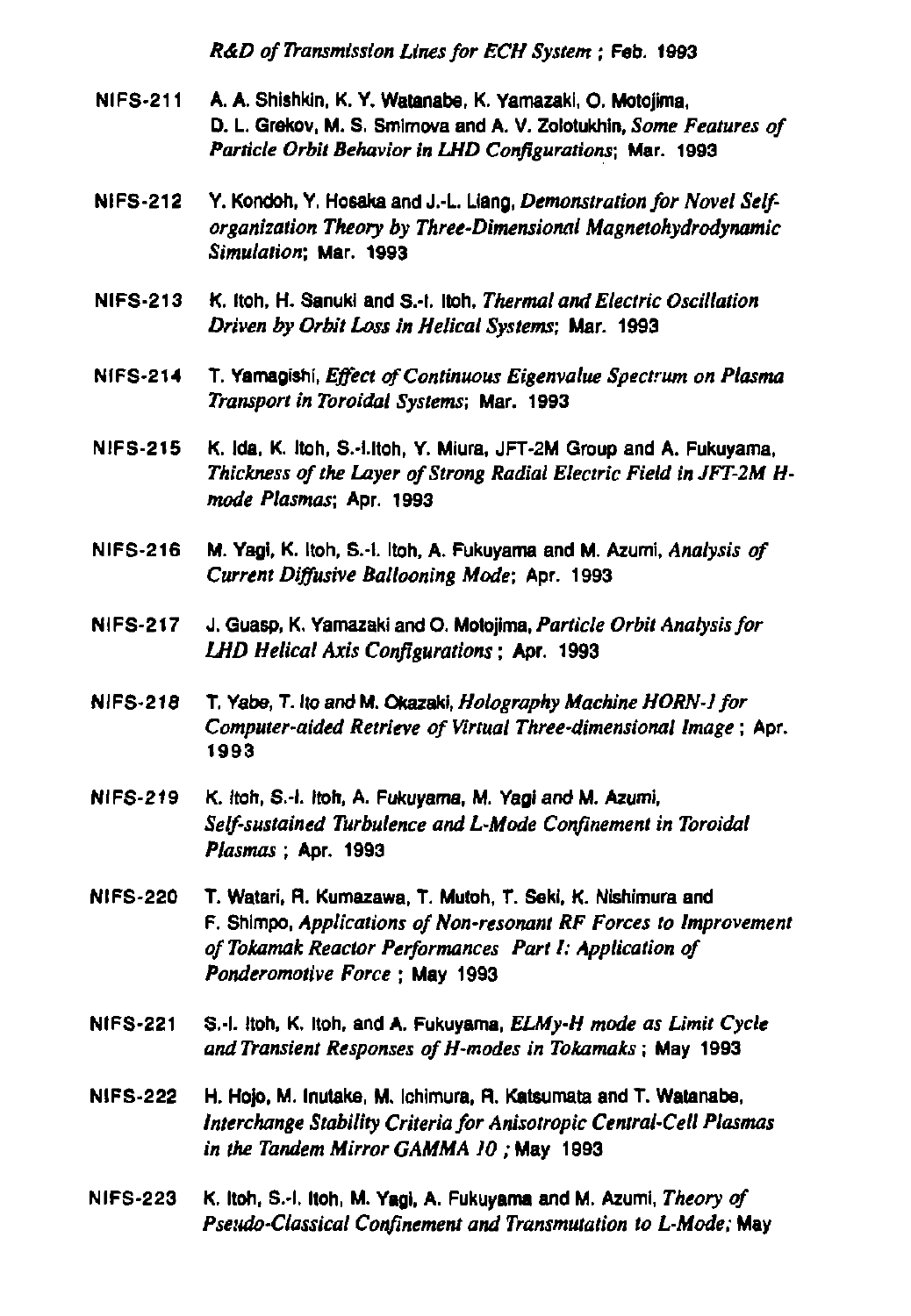*R&D of Transmission Lines for ECH System* ; Feb. 1993

NIFS-211 A. A. Shishkin, K. Y. Watanabe, K. Yamazaki, O. Motojima, D. L. Grekov, M. S. Smirnova and A. V. Zolotukhin, *Some Features of Particle Orbit Behavior in LHD Configurations*; Mar. 1993

NIFS-212 Y. Kondoh, Y. Hosaka and J.-L. Liang, *Demonstration for Novel Self-organization Theory by Three-Dimensional Magnetohydrodynamic Simulation*; Mar. 1993

NIFS-213 K. Itoh, H. Sanuki and S.-I. Itoh, *Thermal and Electric Oscillation Driven by Orbit Loss in Helical Systems*; Mar. 1993

NIFS-214 T. Yamagishi, *Effect of Continuous Eigenvalue Spectrum on Plasma Transport in Toroidal Systems*; Mar. 1993

NIFS-215 K. Ida, K. Itoh, S.-I.Itoh, Y. Miura, JFT-2M Group and A. Fukuyama, *Thickness of the Layer of Strong Radial Electric Field in JFT-2M H-mode Plasmas*; Apr. 1993

NIFS-216 M. Yagi, K. Itoh, S.-I. Itoh, A. Fukuyama and M. Azumi, *Analysis of Current Diffusive Ballooning Mode*; Apr. 1993

NIFS-217 J. Guasp, K. Yamazaki and O. Motojima, *Particle Orbit Analysis for LHD Helical Axis Configurations* ; Apr. 1993

NIFS-218 T. Yabe, T. Ito and M. Okazaki, *Holography Machine HORN-1 for Computer-aided Retrieve of Virtual Three-dimensional Image* ; Apr. 1993

NIFS-219 K. Itoh, S.-I. Itoh, A. Fukuyama, M. Yagi and M. Azumi, *Self-sustained Turbulence and L-Mode Confinement in Toroidal Plasmas* ; Apr. 1993

NIFS-220 T. Watari, R. Kumazawa, T. Mutoh, T. Seki, K. Nishimura and F. Shimpo, *Applications of Non-resonant RF Forces to Improvement of Tokamak Reactor Performances Part I: Application of Ponderomotive Force* ; May 1993

NIFS-221 S.-I. Itoh, K. Itoh, and A. Fukuyama, *ELMy-H mode as Limit Cycle and Transient Responses of H-modes in Tokamaks* ; May 1993

NIFS-222 H. Hojo, M. Inutake, M. Ichimura, R. Katsumata and T. Watanabe, *Interchange Stability Criteria for Anisotropic Central-Cell Plasmas in the Tandem Mirror GAMMA 10* ; May 1993

NIFS-223 K. Itoh, S.-I. Itoh, M. Yagi, A. Fukuyama and M. Azumi, *Theory of Pseudo-Classical Confinement and Transmutation to L-Mode;* May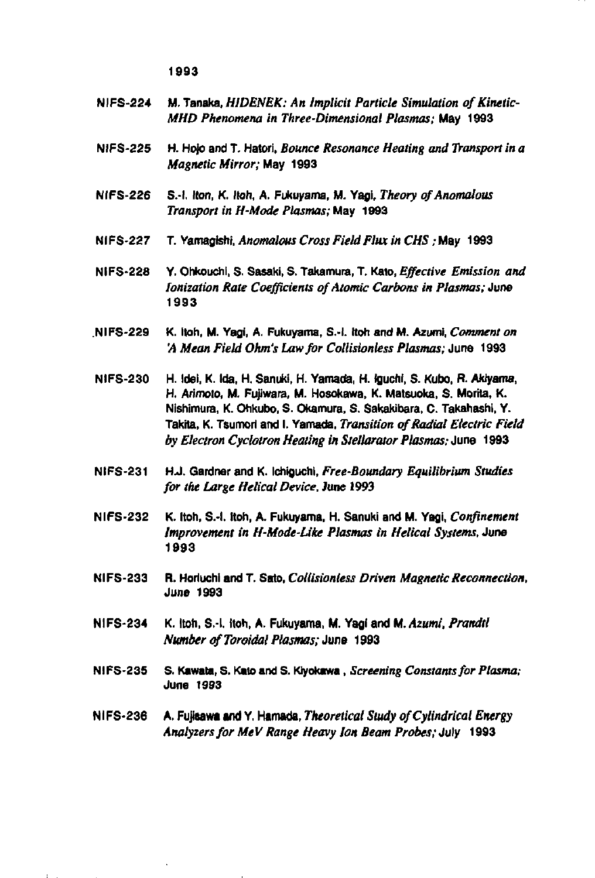1993

NIFS-224 M. Tanaka, *HIDENEK: An Implicit Particle Simulation of Kinetic-MHD Phenomena in Three-Dimensional Plasmas;* May 1993

NIFS-225 H. Hojo and T. Hatori, *Bounce Resonance Heating and Transport in a Magnetic Mirror;* May 1993

NIFS-226 S.-I. Iton, K. Itoh, A. Fukuyama, M. Yagi, *Theory of Anomalous Transport in H-Mode Plasmas;* May 1993

NIFS-227 T. Yamagishi, *Anomalous Cross Field Flux in CHS ;* May 1993

NIFS-228 Y. Ohkouchi, S. Sasaki, S. Takamura, T. Kato, *Effective Emission and Ionization Rate Coefficients of Atomic Carbons in Plasmas;* June 1993

NIFS-229 K. Itoh, M. Yagi, A. Fukuyama, S.-I. Itoh and M. Azumi, *Comment on 'A Mean Field Ohm's Law for Collisionless Plasmas;* June 1993

NIFS-230 H. Idei, K. Ida, H. Sanuki, H. Yamada, H. Iguchi, S. Kubo, R. Akiyama, H. Arimoto, M. Fujiwara, M. Hosokawa, K. Matsuoka, S. Morita, K. Nishimura, K. Ohkubo, S. Okamura, S. Sakakibara, C. Takahashi, Y. Takita, K. Tsumori and I. Yamada, *Transition of Radial Electric Field by Electron Cyclotron Heating in Stellarator Plasmas;* June 1993

NIFS-231 H.J. Gardner and K. Ichiguchi, *Free-Boundary Equilibrium Studies for the Large Helical Device,* June 1993

NIFS-232 K. Itoh, S.-I. Itoh, A. Fukuyama, H. Sanuki and M. Yagi, *Confinement Improvement in H-Mode-Like Plasmas in Helical Systems,* June 1993

NIFS-233 R. Horiuchi and T. Sato, *Collisionless Driven Magnetic Reconnection,* June 1993

NIFS-234 K. Itoh, S.-I. Itoh, A. Fukuyama, M. Yagi and M. Azumi, *Prandtl Number of Toroidal Plasmas;* June 1993

NIFS-235 S. Kawata, S. Kato and S. Kiyokawa , *Screening Constants for Plasma;* June 1993

NIFS-236 A. Fujisawa and Y. Hamada, *Theoretical Study of Cylindrical Energy Analyzers for MeV Range Heavy Ion Beam Probes;* July 1993